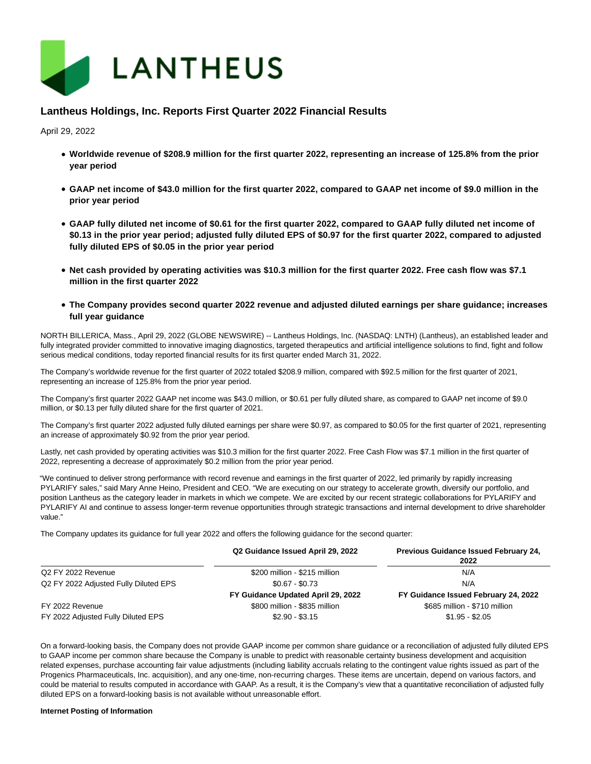# Lantheus Holdings, Inc. Reports First Quarter 2022 Financial Results

April 29, 2022

- **Worldwide revenue of $208.9 million for the first quarter 2022, representing an increase of 125.8% from the prior year period**
- **GAAP net income of $43.0 million for the first quarter 2022, compared to GAAP net income of $9.0 million in the prior year period**
- **GAAP fully diluted net income of $0.61 for the first quarter 2022, compared to GAAP fully diluted net income of $0.13 in the prior year period; adjusted fully diluted EPS of $0.97 for the first quarter 2022, compared to adjusted fully diluted EPS of $0.05 in the prior year period**
- **Net cash provided by operating activities was $10.3 million for the first quarter 2022. Free cash flow was $7.1 million in the first quarter 2022**
- **The Company provides second quarter 2022 revenue and adjusted diluted earnings per share guidance; increases full year guidance**

NORTH BILLERICA, Mass., April 29, 2022 (GLOBE NEWSWIRE) -- Lantheus Holdings, Inc. (NASDAQ: LNTH) (Lantheus), an established leader and fully integrated provider committed to innovative imaging diagnostics, targeted therapeutics and artificial intelligence solutions to find, fight and follow serious medical conditions, today reported financial results for its first quarter ended March 31, 2022.

The Company's worldwide revenue for the first quarter of 2022 totaled $208.9 million, compared with $92.5 million for the first quarter of 2021, representing an increase of 125.8% from the prior year period.

The Company's first quarter 2022 GAAP net income was $43.0 million, or $0.61 per fully diluted share, as compared to GAAP net income of $9.0 million, or $0.13 per fully diluted share for the first quarter of 2021.

The Company's first quarter 2022 adjusted fully diluted earnings per share were $0.97, as compared to $0.05 for the first quarter of 2021, representing an increase of approximately $0.92 from the prior year period.

Lastly, net cash provided by operating activities was $10.3 million for the first quarter 2022. Free Cash Flow was $7.1 million in the first quarter of 2022, representing a decrease of approximately $0.2 million from the prior year period.

"We continued to deliver strong performance with record revenue and earnings in the first quarter of 2022, led primarily by rapidly increasing PYLARIFY sales," said Mary Anne Heino, President and CEO. "We are executing on our strategy to accelerate growth, diversify our portfolio, and position Lantheus as the category leader in markets in which we compete. We are excited by our recent strategic collaborations for PYLARIFY and PYLARIFY AI and continue to assess longer-term revenue opportunities through strategic transactions and internal development to drive shareholder value."

The Company updates its guidance for full year 2022 and offers the following guidance for the second quarter:

| | **Q2 Guidance Issued April 29, 2022** | **Previous Guidance Issued February 24, 2022** |
|---|---|---|
| Q2 FY 2022 Revenue | $200 million - $215 million | N/A |
| Q2 FY 2022 Adjusted Fully Diluted EPS | $0.67 - $0.73 | N/A |
| | **FY Guidance Updated April 29, 2022** | **FY Guidance Issued February 24, 2022** |
| FY 2022 Revenue | $800 million - $835 million | $685 million - $710 million |
| FY 2022 Adjusted Fully Diluted EPS | $2.90 - $3.15 | $1.95 - $2.05 |

On a forward-looking basis, the Company does not provide GAAP income per common share guidance or a reconciliation of adjusted fully diluted EPS to GAAP income per common share because the Company is unable to predict with reasonable certainty business development and acquisition related expenses, purchase accounting fair value adjustments (including liability accruals relating to the contingent value rights issued as part of the Progenics Pharmaceuticals, Inc. acquisition), and any one-time, non-recurring charges. These items are uncertain, depend on various factors, and could be material to results computed in accordance with GAAP. As a result, it is the Company's view that a quantitative reconciliation of adjusted fully diluted EPS on a forward-looking basis is not available without unreasonable effort.

**Internet Posting of Information**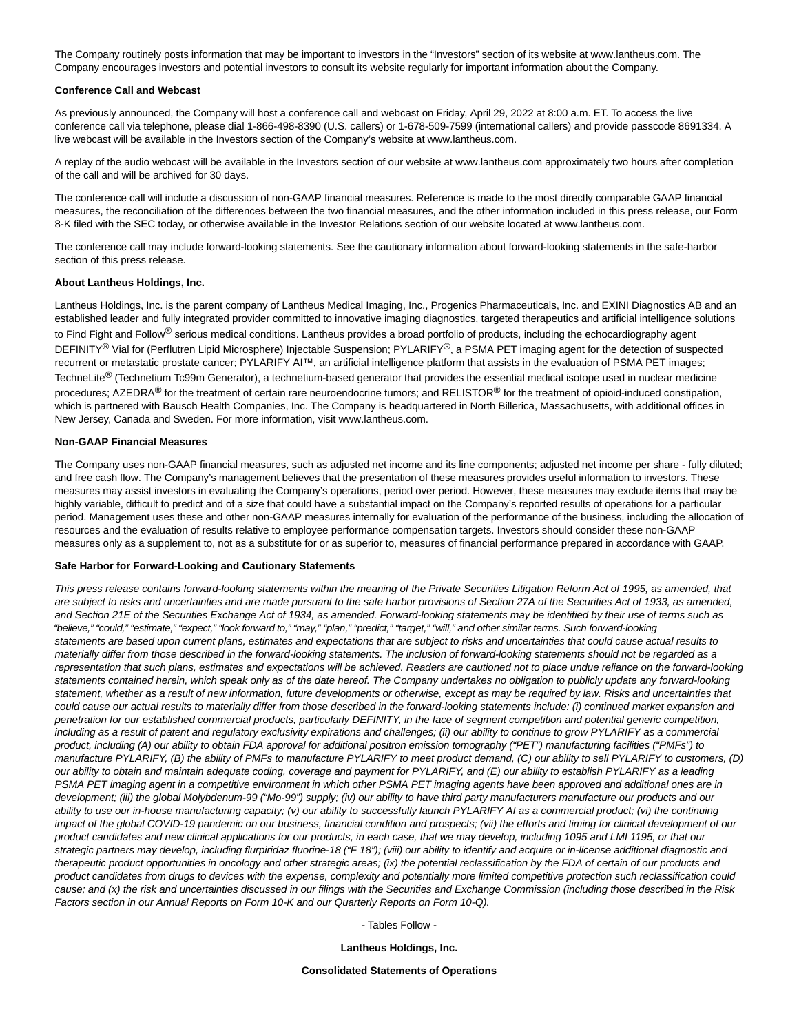The Company routinely posts information that may be important to investors in the “Investors” section of its website at www.lantheus.com. The Company encourages investors and potential investors to consult its website regularly for important information about the Company.

**Conference Call and Webcast**

As previously announced, the Company will host a conference call and webcast on Friday, April 29, 2022 at 8:00 a.m. ET. To access the live conference call via telephone, please dial 1-866-498-8390 (U.S. callers) or 1-678-509-7599 (international callers) and provide passcode 8691334. A live webcast will be available in the Investors section of the Company’s website at www.lantheus.com.

A replay of the audio webcast will be available in the Investors section of our website at www.lantheus.com approximately two hours after completion of the call and will be archived for 30 days.

The conference call will include a discussion of non-GAAP financial measures. Reference is made to the most directly comparable GAAP financial measures, the reconciliation of the differences between the two financial measures, and the other information included in this press release, our Form 8-K filed with the SEC today, or otherwise available in the Investor Relations section of our website located at www.lantheus.com.

The conference call may include forward-looking statements. See the cautionary information about forward-looking statements in the safe-harbor section of this press release.

**About Lantheus Holdings, Inc.**

Lantheus Holdings, Inc. is the parent company of Lantheus Medical Imaging, Inc., Progenics Pharmaceuticals, Inc. and EXINI Diagnostics AB and an established leader and fully integrated provider committed to innovative imaging diagnostics, targeted therapeutics and artificial intelligence solutions to Find Fight and Follow® serious medical conditions. Lantheus provides a broad portfolio of products, including the echocardiography agent DEFINITY® Vial for (Perflutren Lipid Microsphere) Injectable Suspension; PYLARIFY®, a PSMA PET imaging agent for the detection of suspected recurrent or metastatic prostate cancer; PYLARIFY AI™, an artificial intelligence platform that assists in the evaluation of PSMA PET images; TechneLite® (Technetium Tc99m Generator), a technetium-based generator that provides the essential medical isotope used in nuclear medicine procedures; AZEDRA® for the treatment of certain rare neuroendocrine tumors; and RELISTOR® for the treatment of opioid-induced constipation, which is partnered with Bausch Health Companies, Inc. The Company is headquartered in North Billerica, Massachusetts, with additional offices in New Jersey, Canada and Sweden. For more information, visit www.lantheus.com.

**Non-GAAP Financial Measures**

The Company uses non-GAAP financial measures, such as adjusted net income and its line components; adjusted net income per share - fully diluted; and free cash flow. The Company’s management believes that the presentation of these measures provides useful information to investors. These measures may assist investors in evaluating the Company’s operations, period over period. However, these measures may exclude items that may be highly variable, difficult to predict and of a size that could have a substantial impact on the Company’s reported results of operations for a particular period. Management uses these and other non-GAAP measures internally for evaluation of the performance of the business, including the allocation of resources and the evaluation of results relative to employee performance compensation targets. Investors should consider these non-GAAP measures only as a supplement to, not as a substitute for or as superior to, measures of financial performance prepared in accordance with GAAP.

**Safe Harbor for Forward-Looking and Cautionary Statements**

*This press release contains forward-looking statements within the meaning of the Private Securities Litigation Reform Act of 1995, as amended, that are subject to risks and uncertainties and are made pursuant to the safe harbor provisions of Section 27A of the Securities Act of 1933, as amended, and Section 21E of the Securities Exchange Act of 1934, as amended. Forward-looking statements may be identified by their use of terms such as “believe,” “could,” “estimate,” “expect,” “look forward to,” “may,” “plan,” “predict,” “target,” “will,” and other similar terms. Such forward-looking statements are based upon current plans, estimates and expectations that are subject to risks and uncertainties that could cause actual results to materially differ from those described in the forward-looking statements. The inclusion of forward-looking statements should not be regarded as a representation that such plans, estimates and expectations will be achieved. Readers are cautioned not to place undue reliance on the forward-looking statements contained herein, which speak only as of the date hereof. The Company undertakes no obligation to publicly update any forward-looking statement, whether as a result of new information, future developments or otherwise, except as may be required by law. Risks and uncertainties that could cause our actual results to materially differ from those described in the forward-looking statements include: (i) continued market expansion and penetration for our established commercial products, particularly DEFINITY, in the face of segment competition and potential generic competition, including as a result of patent and regulatory exclusivity expirations and challenges; (ii) our ability to continue to grow PYLARIFY as a commercial product, including (A) our ability to obtain FDA approval for additional positron emission tomography (“PET”) manufacturing facilities (“PMFs”) to manufacture PYLARIFY, (B) the ability of PMFs to manufacture PYLARIFY to meet product demand, (C) our ability to sell PYLARIFY to customers, (D) our ability to obtain and maintain adequate coding, coverage and payment for PYLARIFY, and (E) our ability to establish PYLARIFY as a leading PSMA PET imaging agent in a competitive environment in which other PSMA PET imaging agents have been approved and additional ones are in development; (iii) the global Molybdenum-99 (“Mo-99”) supply; (iv) our ability to have third party manufacturers manufacture our products and our ability to use our in-house manufacturing capacity; (v) our ability to successfully launch PYLARIFY AI as a commercial product; (vi) the continuing impact of the global COVID-19 pandemic on our business, financial condition and prospects; (vii) the efforts and timing for clinical development of our product candidates and new clinical applications for our products, in each case, that we may develop, including 1095 and LMI 1195, or that our strategic partners may develop, including flurpiridaz fluorine-18 (“F 18”); (viii) our ability to identify and acquire or in-license additional diagnostic and therapeutic product opportunities in oncology and other strategic areas; (ix) the potential reclassification by the FDA of certain of our products and product candidates from drugs to devices with the expense, complexity and potentially more limited competitive protection such reclassification could cause; and (x) the risk and uncertainties discussed in our filings with the Securities and Exchange Commission (including those described in the Risk Factors section in our Annual Reports on Form 10-K and our Quarterly Reports on Form 10-Q).*

- Tables Follow -

**Lantheus Holdings, Inc.**

**Consolidated Statements of Operations**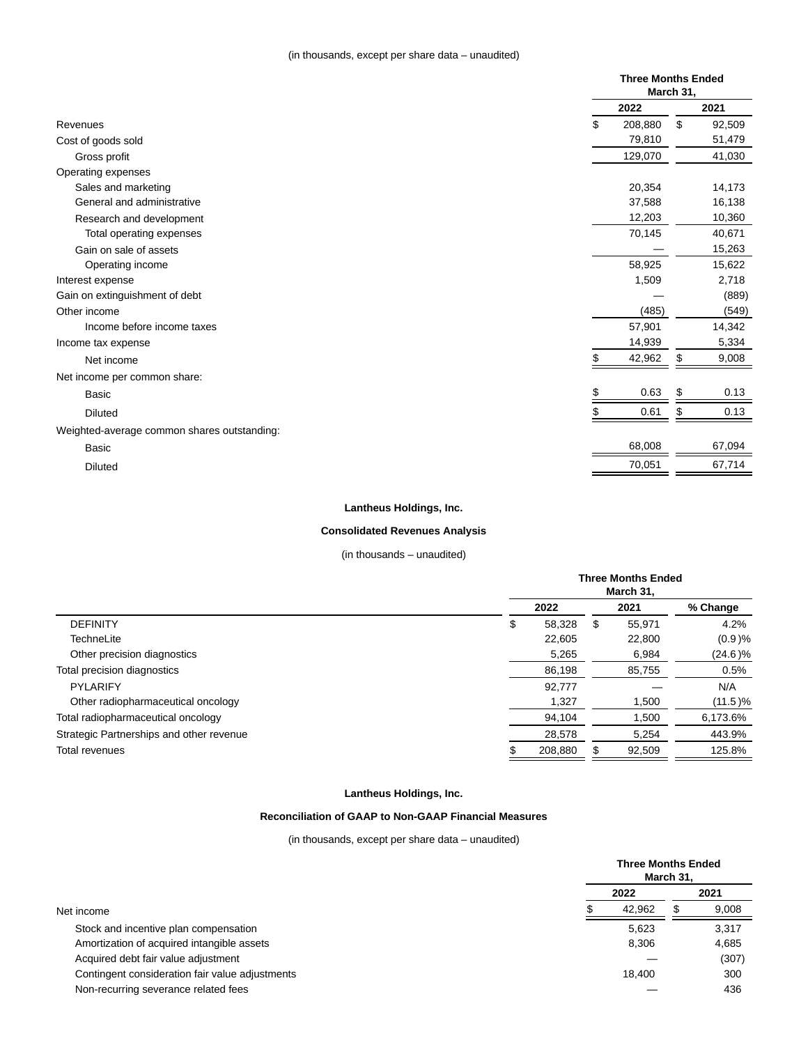(in thousands, except per share data – unaudited)

| | Three Months Ended March 31, | |
|---|---|---|
| | 2022 | 2021 |
| Revenues | $ 208,880 | $ 92,509 |
| Cost of goods sold | 79,810 | 51,479 |
| Gross profit | 129,070 | 41,030 |
| Operating expenses | | |
| Sales and marketing | 20,354 | 14,173 |
| General and administrative | 37,588 | 16,138 |
| Research and development | 12,203 | 10,360 |
| Total operating expenses | 70,145 | 40,671 |
| Gain on sale of assets | — | 15,263 |
| Operating income | 58,925 | 15,622 |
| Interest expense | 1,509 | 2,718 |
| Gain on extinguishment of debt | — | (889) |
| Other income | (485) | (549) |
| Income before income taxes | 57,901 | 14,342 |
| Income tax expense | 14,939 | 5,334 |
| Net income | $ 42,962 | $ 9,008 |
| Net income per common share: | | |
| Basic | $ 0.63 | $ 0.13 |
| Diluted | $ 0.61 | $ 0.13 |
| Weighted-average common shares outstanding: | | |
| Basic | 68,008 | 67,094 |
| Diluted | 70,051 | 67,714 |

**Lantheus Holdings, Inc.**

**Consolidated Revenues Analysis**

(in thousands – unaudited)

| | Three Months Ended March 31, | | |
|---|---|---|---|
| | 2022 | 2021 | % Change |
| DEFINITY | $ 58,328 | $ 55,971 | 4.2% |
| TechneLite | 22,605 | 22,800 | (0.9)% |
| Other precision diagnostics | 5,265 | 6,984 | (24.6)% |
| Total precision diagnostics | 86,198 | 85,755 | 0.5% |
| PYLARIFY | 92,777 | — | N/A |
| Other radiopharmaceutical oncology | 1,327 | 1,500 | (11.5)% |
| Total radiopharmaceutical oncology | 94,104 | 1,500 | 6,173.6% |
| Strategic Partnerships and other revenue | 28,578 | 5,254 | 443.9% |
| Total revenues | $ 208,880 | $ 92,509 | 125.8% |

**Lantheus Holdings, Inc.**

**Reconciliation of GAAP to Non-GAAP Financial Measures**

(in thousands, except per share data – unaudited)

| | Three Months Ended March 31, | |
|---|---|---|
| | 2022 | 2021 |
| Net income | $ 42,962 | $ 9,008 |
| Stock and incentive plan compensation | 5,623 | 3,317 |
| Amortization of acquired intangible assets | 8,306 | 4,685 |
| Acquired debt fair value adjustment | — | (307) |
| Contingent consideration fair value adjustments | 18,400 | 300 |
| Non-recurring severance related fees | — | 436 |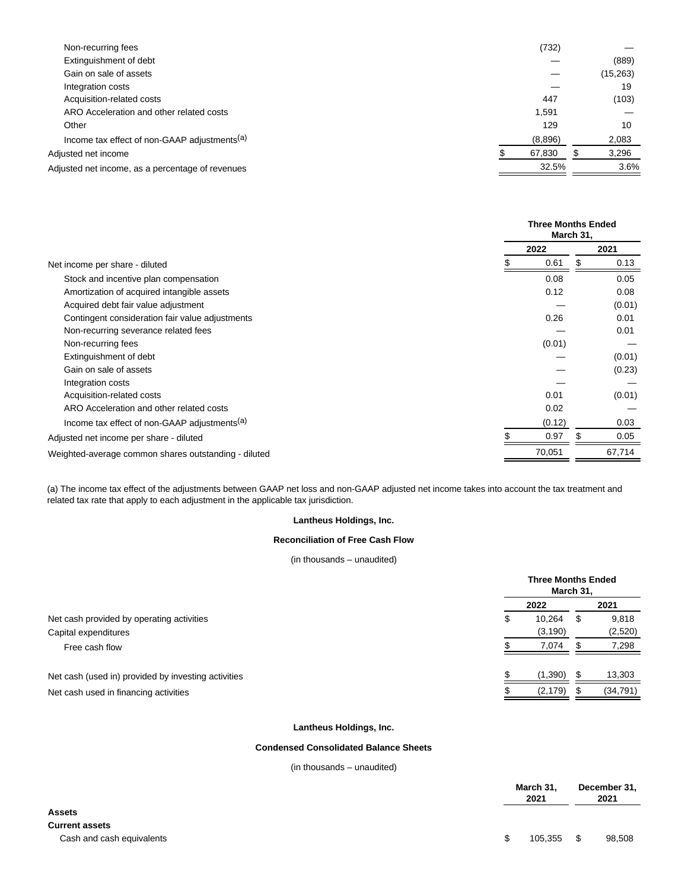| | | |
|---|---|---|
| Non-recurring fees | (732) | — |
| Extinguishment of debt | — | (889) |
| Gain on sale of assets | — | (15,263) |
| Integration costs | — | 19 |
| Acquisition-related costs | 447 | (103) |
| ARO Acceleration and other related costs | 1,591 | — |
| Other | 129 | 10 |
| Income tax effect of non-GAAP adjustments[(a)] | (8,896) | 2,083 |
| Adjusted net income | $ 67,830 | $ 3,296 |
| Adjusted net income, as a percentage of revenues | 32.5% | 3.6% |

| | Three Months Ended March 31, | |
|---|---|---|
| | 2022 | 2021 |
| Net income per share - diluted | $ 0.61 | $ 0.13 |
| Stock and incentive plan compensation | 0.08 | 0.05 |
| Amortization of acquired intangible assets | 0.12 | 0.08 |
| Acquired debt fair value adjustment | — | (0.01) |
| Contingent consideration fair value adjustments | 0.26 | 0.01 |
| Non-recurring severance related fees | — | 0.01 |
| Non-recurring fees | (0.01) | — |
| Extinguishment of debt | — | (0.01) |
| Gain on sale of assets | — | (0.23) |
| Integration costs | — | — |
| Acquisition-related costs | 0.01 | (0.01) |
| ARO Acceleration and other related costs | 0.02 | — |
| Income tax effect of non-GAAP adjustments[(a)] | (0.12) | 0.03 |
| Adjusted net income per share - diluted | $ 0.97 | $ 0.05 |
| Weighted-average common shares outstanding - diluted | 70,051 | 67,714 |

(a) The income tax effect of the adjustments between GAAP net loss and non-GAAP adjusted net income takes into account the tax treatment and related tax rate that apply to each adjustment in the applicable tax jurisdiction.

**Lantheus Holdings, Inc.**

**Reconciliation of Free Cash Flow**

(in thousands – unaudited)

| | Three Months Ended March 31, | |
|---|---|---|
| | 2022 | 2021 |
| Net cash provided by operating activities | $ 10,264 | $ 9,818 |
| Capital expenditures | (3,190) | (2,520) |
| Free cash flow | $ 7,074 | $ 7,298 |
| | | |
| Net cash (used in) provided by investing activities | $ (1,390) | $ 13,303 |
| Net cash used in financing activities | $ (2,179) | $ (34,791) |

**Lantheus Holdings, Inc.**

**Condensed Consolidated Balance Sheets**

(in thousands – unaudited)

| | March 31, 2021 | December 31, 2021 |
|---|---|---|
| **Assets** | | |
| **Current assets** | | |
| Cash and cash equivalents | $ 105,355 | $ 98,508 |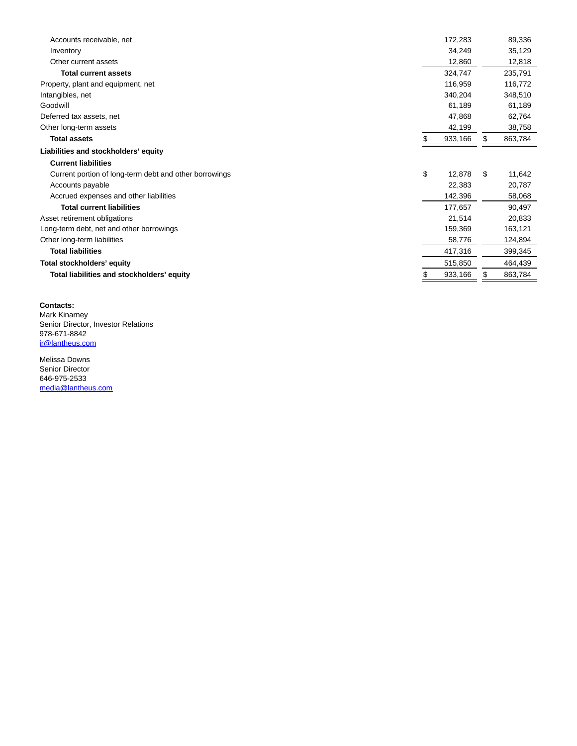| | | |
|---|---|---|
| Accounts receivable, net | 172,283 | 89,336 |
| Inventory | 34,249 | 35,129 |
| Other current assets | 12,860 | 12,818 |
| **Total current assets** | 324,747 | 235,791 |
| Property, plant and equipment, net | 116,959 | 116,772 |
| Intangibles, net | 340,204 | 348,510 |
| Goodwill | 61,189 | 61,189 |
| Deferred tax assets, net | 47,868 | 62,764 |
| Other long-term assets | 42,199 | 38,758 |
| **Total assets** | $ 933,166 | $ 863,784 |
| **Liabilities and stockholders' equity** | | |
| **Current liabilities** | | |
| Current portion of long-term debt and other borrowings | $ 12,878 | $ 11,642 |
| Accounts payable | 22,383 | 20,787 |
| Accrued expenses and other liabilities | 142,396 | 58,068 |
| **Total current liabilities** | 177,657 | 90,497 |
| Asset retirement obligations | 21,514 | 20,833 |
| Long-term debt, net and other borrowings | 159,369 | 163,121 |
| Other long-term liabilities | 58,776 | 124,894 |
| **Total liabilities** | 417,316 | 399,345 |
| **Total stockholders' equity** | 515,850 | 464,439 |
| **Total liabilities and stockholders' equity** | $ 933,166 | $ 863,784 |

**Contacts:**
Mark Kinarney
Senior Director, Investor Relations
978-671-8842
ir@lantheus.com

Melissa Downs
Senior Director
646-975-2533
media@lantheus.com